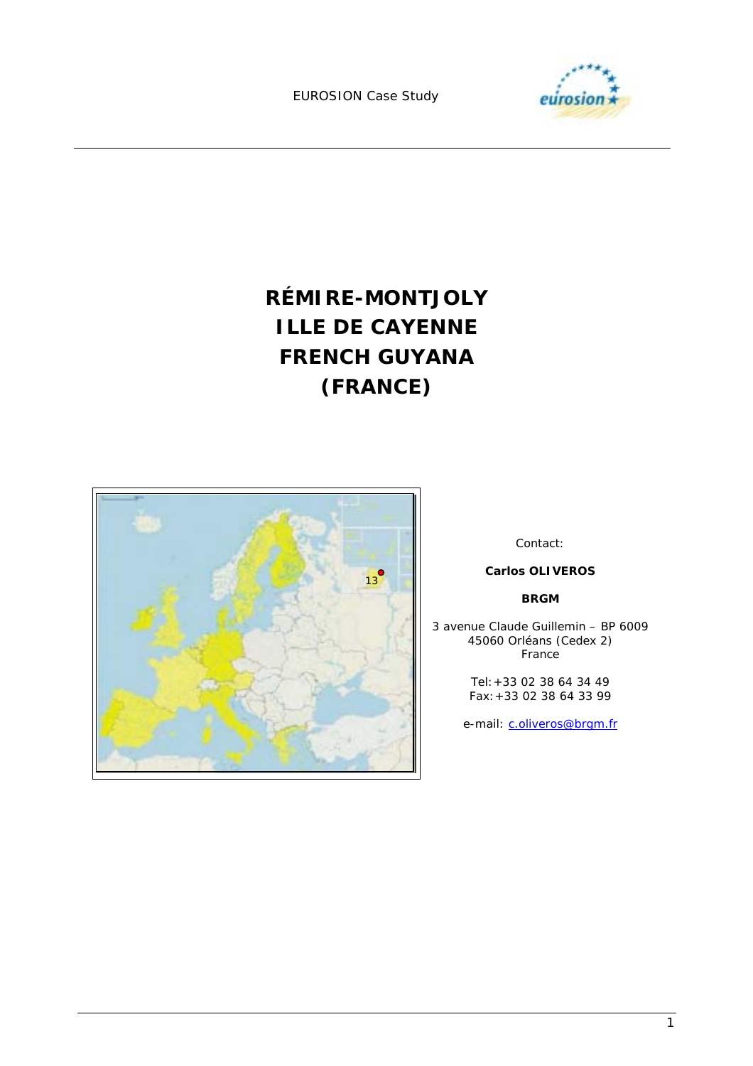EUROSION Case Study

# RÉMIRE-MONTJOLY ILLE DE CAYENNE FRENCH GUYANA (FRANCE)

Contact:

**Carlos OLIVEROS**

**BRGM**

3 avenue Claude Guillemin – BP 6009
45060 Orléans (Cedex 2)
France

Tel: +33 02 38 64 34 49
Fax: +33 02 38 64 33 99

e-mail: c.oliveros@brgm.fr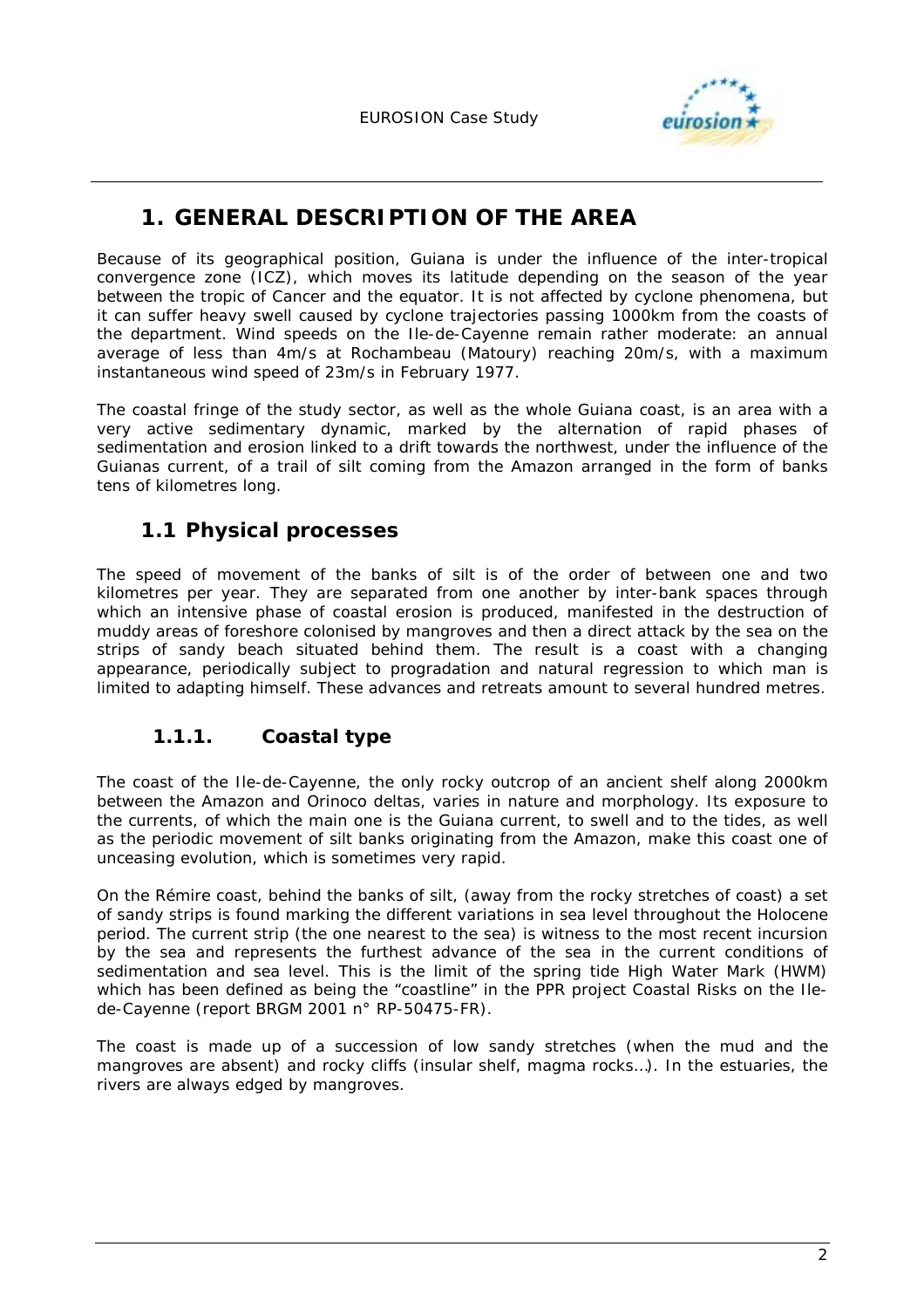# 1. GENERAL DESCRIPTION OF THE AREA

Because of its geographical position, Guiana is under the influence of the inter-tropical convergence zone (ICZ), which moves its latitude depending on the season of the year between the tropic of Cancer and the equator. It is not affected by cyclone phenomena, but it can suffer heavy swell caused by cyclone trajectories passing 1000km from the coasts of the department. Wind speeds on the Ile-de-Cayenne remain rather moderate: an annual average of less than 4m/s at Rochambeau (Matoury) reaching 20m/s, with a maximum instantaneous wind speed of 23m/s in February 1977.

The coastal fringe of the study sector, as well as the whole Guiana coast, is an area with a very active sedimentary dynamic, marked by the alternation of rapid phases of sedimentation and erosion linked to a drift towards the northwest, under the influence of the Guianas current, of a trail of silt coming from the Amazon arranged in the form of banks tens of kilometres long.

## 1.1 Physical processes

The speed of movement of the banks of silt is of the order of between one and two kilometres per year. They are separated from one another by inter-bank spaces through which an intensive phase of coastal erosion is produced, manifested in the destruction of muddy areas of foreshore colonised by mangroves and then a direct attack by the sea on the strips of sandy beach situated behind them. The result is a coast with a changing appearance, periodically subject to progradation and natural regression to which man is limited to adapting himself. These advances and retreats amount to several hundred metres.

### 1.1.1. Coastal type

The coast of the Ile-de-Cayenne, the only rocky outcrop of an ancient shelf along 2000km between the Amazon and Orinoco deltas, varies in nature and morphology. Its exposure to the currents, of which the main one is the Guiana current, to swell and to the tides, as well as the periodic movement of silt banks originating from the Amazon, make this coast one of unceasing evolution, which is sometimes very rapid.

On the Rémire coast, behind the banks of silt, (away from the rocky stretches of coast) a set of sandy strips is found marking the different variations in sea level throughout the Holocene period. The current strip (the one nearest to the sea) is witness to the most recent incursion by the sea and represents the furthest advance of the sea in the current conditions of sedimentation and sea level. This is the limit of the spring tide High Water Mark (HWM) which has been defined as being the "coastline" in the PPR project Coastal Risks on the Ile-de-Cayenne (report BRGM 2001 n° RP-50475-FR).

The coast is made up of a succession of low sandy stretches (when the mud and the mangroves are absent) and rocky cliffs (insular shelf, magma rocks…). In the estuaries, the rivers are always edged by mangroves.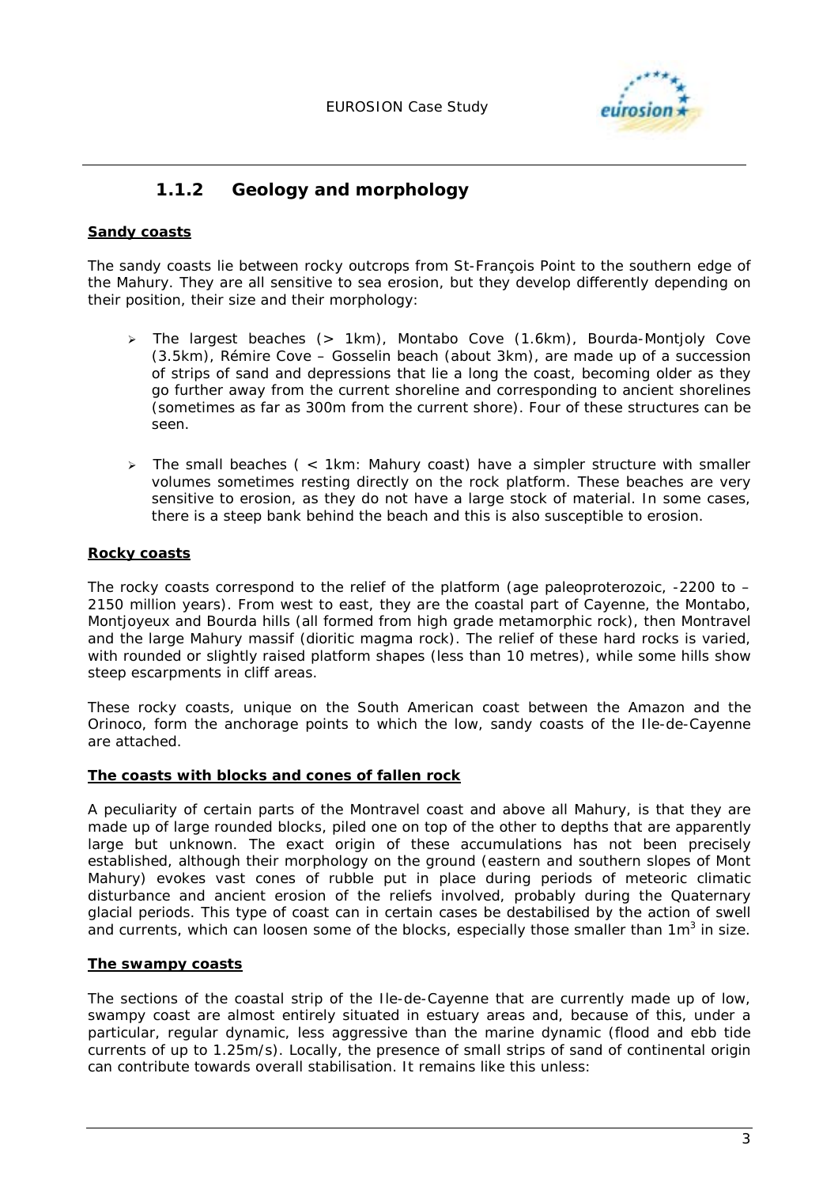### 1.1.2 Geology and morphology

**Sandy coasts**

The sandy coasts lie between rocky outcrops from St-François Point to the southern edge of the Mahury. They are all sensitive to sea erosion, but they develop differently depending on their position, their size and their morphology:

- The largest beaches (> 1km), Montabo Cove (1.6km), Bourda-Montjoly Cove (3.5km), Rémire Cove – Gosselin beach (about 3km), are made up of a succession of strips of sand and depressions that lie a long the coast, becoming older as they go further away from the current shoreline and corresponding to ancient shorelines (sometimes as far as 300m from the current shore). Four of these structures can be seen.
- The small beaches ( < 1km: Mahury coast) have a simpler structure with smaller volumes sometimes resting directly on the rock platform. These beaches are very sensitive to erosion, as they do not have a large stock of material. In some cases, there is a steep bank behind the beach and this is also susceptible to erosion.

**Rocky coasts**

The rocky coasts correspond to the relief of the platform (age paleoproterozoic, -2200 to – 2150 million years). From west to east, they are the coastal part of Cayenne, the Montabo, Montjoyeux and Bourda hills (all formed from high grade metamorphic rock), then Montravel and the large Mahury massif (dioritic magma rock). The relief of these hard rocks is varied, with rounded or slightly raised platform shapes (less than 10 metres), while some hills show steep escarpments in cliff areas.

These rocky coasts, unique on the South American coast between the Amazon and the Orinoco, form the anchorage points to which the low, sandy coasts of the Ile-de-Cayenne are attached.

**The coasts with blocks and cones of fallen rock**

A peculiarity of certain parts of the Montravel coast and above all Mahury, is that they are made up of large rounded blocks, piled one on top of the other to depths that are apparently large but unknown. The exact origin of these accumulations has not been precisely established, although their morphology on the ground (eastern and southern slopes of Mont Mahury) evokes vast cones of rubble put in place during periods of meteoric climatic disturbance and ancient erosion of the reliefs involved, probably during the Quaternary glacial periods. This type of coast can in certain cases be destabilised by the action of swell and currents, which can loosen some of the blocks, especially those smaller than $1m^3$ in size.

**The swampy coasts**

The sections of the coastal strip of the Ile-de-Cayenne that are currently made up of low, swampy coast are almost entirely situated in estuary areas and, because of this, under a particular, regular dynamic, less aggressive than the marine dynamic (flood and ebb tide currents of up to 1.25m/s). Locally, the presence of small strips of sand of continental origin can contribute towards overall stabilisation. It remains like this unless: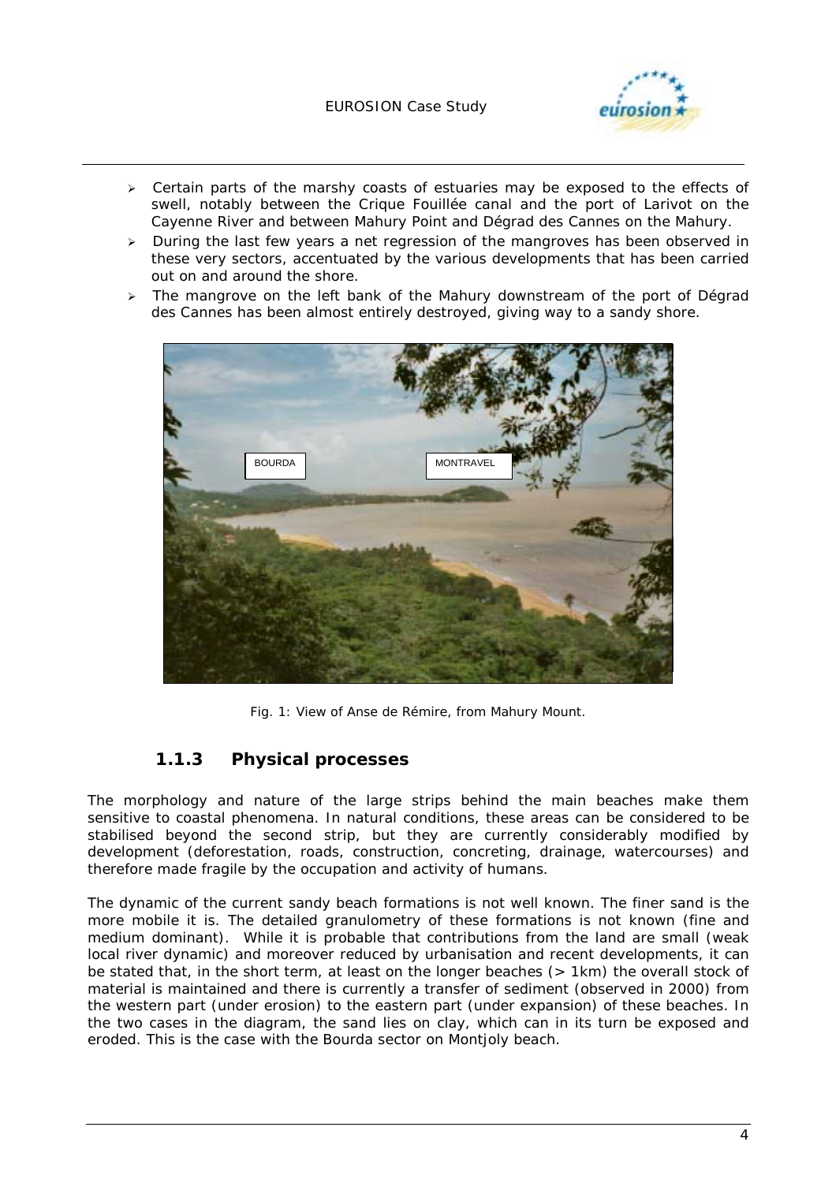- Certain parts of the marshy coasts of estuaries may be exposed to the effects of swell, notably between the Crique Fouillée canal and the port of Larivot on the Cayenne River and between Mahury Point and Dégrad des Cannes on the Mahury.
- During the last few years a net regression of the mangroves has been observed in these very sectors, accentuated by the various developments that has been carried out on and around the shore.
- The mangrove on the left bank of the Mahury downstream of the port of Dégrad des Cannes has been almost entirely destroyed, giving way to a sandy shore.

Fig. 1: View of Anse de Rémire, from Mahury Mount.

### 1.1.3 Physical processes

The morphology and nature of the large strips behind the main beaches make them sensitive to coastal phenomena. In natural conditions, these areas can be considered to be stabilised beyond the second strip, but they are currently considerably modified by development (deforestation, roads, construction, concreting, drainage, watercourses) and therefore made fragile by the occupation and activity of humans.

The dynamic of the current sandy beach formations is not well known. The finer sand is the more mobile it is. The detailed granulometry of these formations is not known (fine and medium dominant). While it is probable that contributions from the land are small (weak local river dynamic) and moreover reduced by urbanisation and recent developments, it can be stated that, in the short term, at least on the longer beaches (> 1km) the overall stock of material is maintained and there is currently a transfer of sediment (observed in 2000) from the western part (under erosion) to the eastern part (under expansion) of these beaches. In the two cases in the diagram, the sand lies on clay, which can in its turn be exposed and eroded. This is the case with the Bourda sector on Montjoly beach.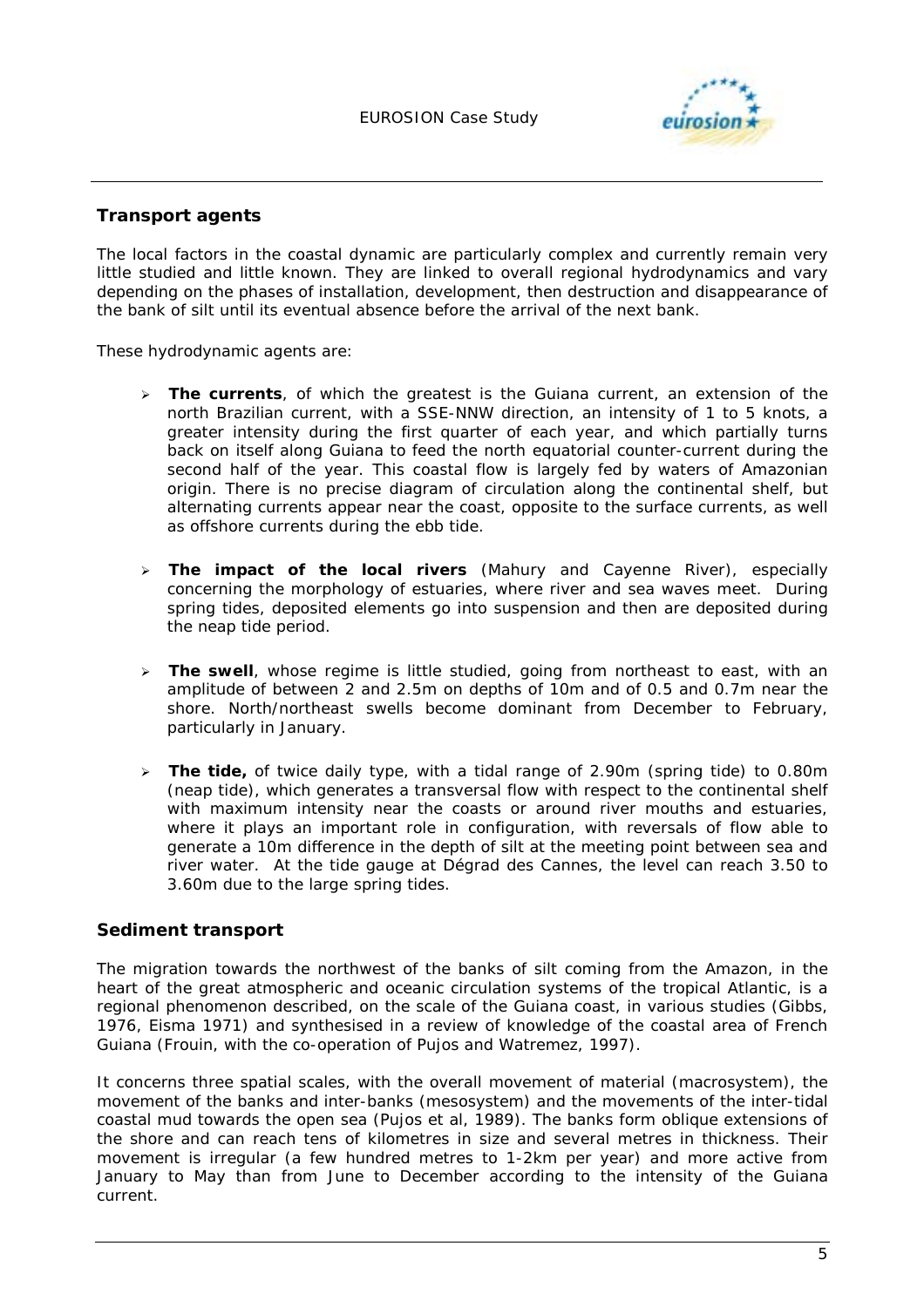## Transport agents

The local factors in the coastal dynamic are particularly complex and currently remain very little studied and little known. They are linked to overall regional hydrodynamics and vary depending on the phases of installation, development, then destruction and disappearance of the bank of silt until its eventual absence before the arrival of the next bank.

These hydrodynamic agents are:

- **The currents**, of which the greatest is the Guiana current, an extension of the north Brazilian current, with a SSE-NNW direction, an intensity of 1 to 5 knots, a greater intensity during the first quarter of each year, and which partially turns back on itself along Guiana to feed the north equatorial counter-current during the second half of the year. This coastal flow is largely fed by waters of Amazonian origin. There is no precise diagram of circulation along the continental shelf, but alternating currents appear near the coast, opposite to the surface currents, as well as offshore currents during the ebb tide.

- **The impact of the local rivers** (Mahury and Cayenne River), especially concerning the morphology of estuaries, where river and sea waves meet. During spring tides, deposited elements go into suspension and then are deposited during the neap tide period.

- **The swell**, whose regime is little studied, going from northeast to east, with an amplitude of between 2 and 2.5m on depths of 10m and of 0.5 and 0.7m near the shore. North/northeast swells become dominant from December to February, particularly in January.

- **The tide,** of twice daily type, with a tidal range of 2.90m (spring tide) to 0.80m (neap tide), which generates a transversal flow with respect to the continental shelf with maximum intensity near the coasts or around river mouths and estuaries, where it plays an important role in configuration, with reversals of flow able to generate a 10m difference in the depth of silt at the meeting point between sea and river water. At the tide gauge at Dégrad des Cannes, the level can reach 3.50 to 3.60m due to the large spring tides.

## Sediment transport

The migration towards the northwest of the banks of silt coming from the Amazon, in the heart of the great atmospheric and oceanic circulation systems of the tropical Atlantic, is a regional phenomenon described, on the scale of the Guiana coast, in various studies (Gibbs, 1976, Eisma 1971) and synthesised in a review of knowledge of the coastal area of French Guiana (Frouin, with the co-operation of Pujos and Watremez, 1997).

It concerns three spatial scales, with the overall movement of material (macrosystem), the movement of the banks and inter-banks (mesosystem) and the movements of the inter-tidal coastal mud towards the open sea (Pujos et al, 1989). The banks form oblique extensions of the shore and can reach tens of kilometres in size and several metres in thickness. Their movement is irregular (a few hundred metres to 1-2km per year) and more active from January to May than from June to December according to the intensity of the Guiana current.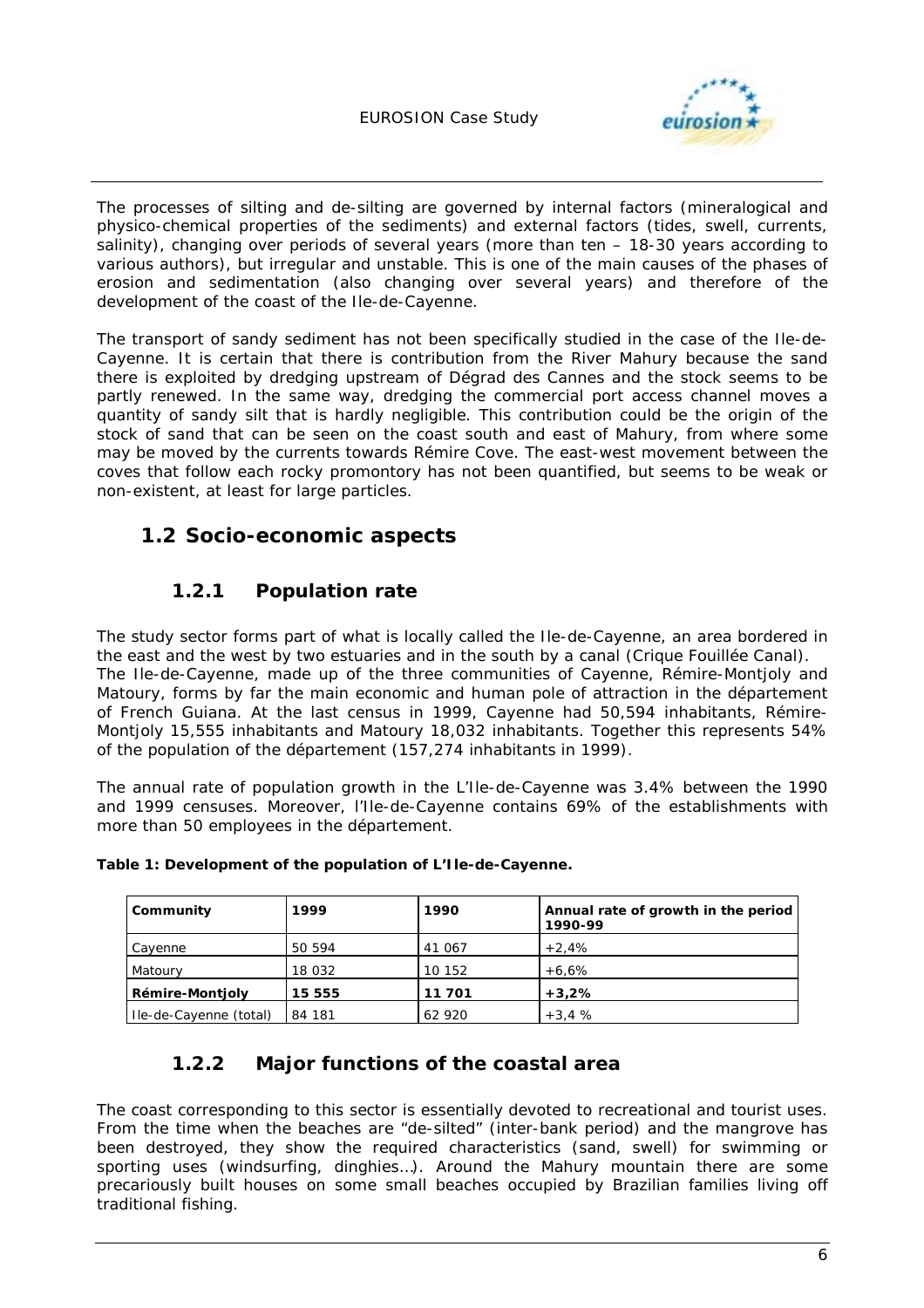The processes of silting and de-silting are governed by internal factors (mineralogical and physico-chemical properties of the sediments) and external factors (tides, swell, currents, salinity), changing over periods of several years (more than ten – 18-30 years according to various authors), but irregular and unstable. This is one of the main causes of the phases of erosion and sedimentation (also changing over several years) and therefore of the development of the coast of the Ile-de-Cayenne.

The transport of sandy sediment has not been specifically studied in the case of the Ile-de-Cayenne. It is certain that there is contribution from the River Mahury because the sand there is exploited by dredging upstream of Dégrad des Cannes and the stock seems to be partly renewed. In the same way, dredging the commercial port access channel moves a quantity of sandy silt that is hardly negligible. This contribution could be the origin of the stock of sand that can be seen on the coast south and east of Mahury, from where some may be moved by the currents towards Rémire Cove. The east-west movement between the coves that follow each rocky promontory has not been quantified, but seems to be weak or non-existent, at least for large particles.

## 1.2 Socio-economic aspects

### 1.2.1 Population rate

The study sector forms part of what is locally called the Ile-de-Cayenne, an area bordered in the east and the west by two estuaries and in the south by a canal (Crique Fouillée Canal). The Ile-de-Cayenne, made up of the three communities of Cayenne, Rémire-Montjoly and Matoury, forms by far the main economic and human pole of attraction in the département of French Guiana. At the last census in 1999, Cayenne had 50,594 inhabitants, Rémire-Montjoly 15,555 inhabitants and Matoury 18,032 inhabitants. Together this represents 54% of the population of the département (157,274 inhabitants in 1999).

The annual rate of population growth in the L'Ile-de-Cayenne was 3.4% between the 1990 and 1999 censuses. Moreover, l'Ile-de-Cayenne contains 69% of the establishments with more than 50 employees in the département.

**Table 1: Development of the population of L'Ile-de-Cayenne.**

| Community | 1999 | 1990 | Annual rate of growth in the period 1990-99 |
|---|---|---|---|
| Cayenne | 50 594 | 41 067 | +2,4% |
| Matoury | 18 032 | 10 152 | +6,6% |
| **Rémire-Montjoly** | **15 555** | **11 701** | **+3,2%** |
| Ile-de-Cayenne (total) | 84 181 | 62 920 | +3,4 % |

### 1.2.2 Major functions of the coastal area

The coast corresponding to this sector is essentially devoted to recreational and tourist uses. From the time when the beaches are "de-silted" (inter-bank period) and the mangrove has been destroyed, they show the required characteristics (sand, swell) for swimming or sporting uses (windsurfing, dinghies…). Around the Mahury mountain there are some precariously built houses on some small beaches occupied by Brazilian families living off traditional fishing.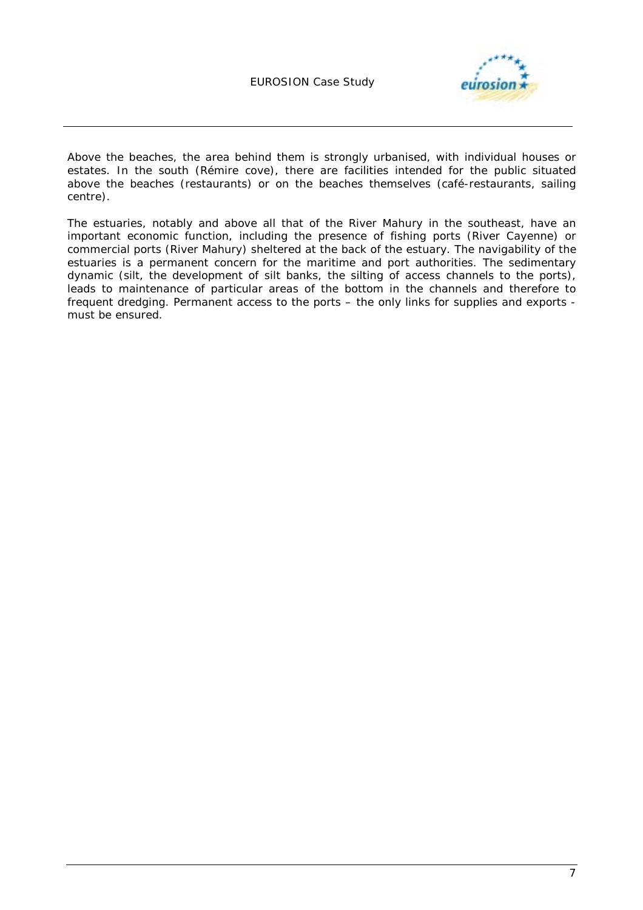Above the beaches, the area behind them is strongly urbanised, with individual houses or estates. In the south (Rémire cove), there are facilities intended for the public situated above the beaches (restaurants) or on the beaches themselves (café-restaurants, sailing centre).

The estuaries, notably and above all that of the River Mahury in the southeast, have an important economic function, including the presence of fishing ports (River Cayenne) or commercial ports (River Mahury) sheltered at the back of the estuary. The navigability of the estuaries is a permanent concern for the maritime and port authorities. The sedimentary dynamic (silt, the development of silt banks, the silting of access channels to the ports), leads to maintenance of particular areas of the bottom in the channels and therefore to frequent dredging. Permanent access to the ports – the only links for supplies and exports - must be ensured.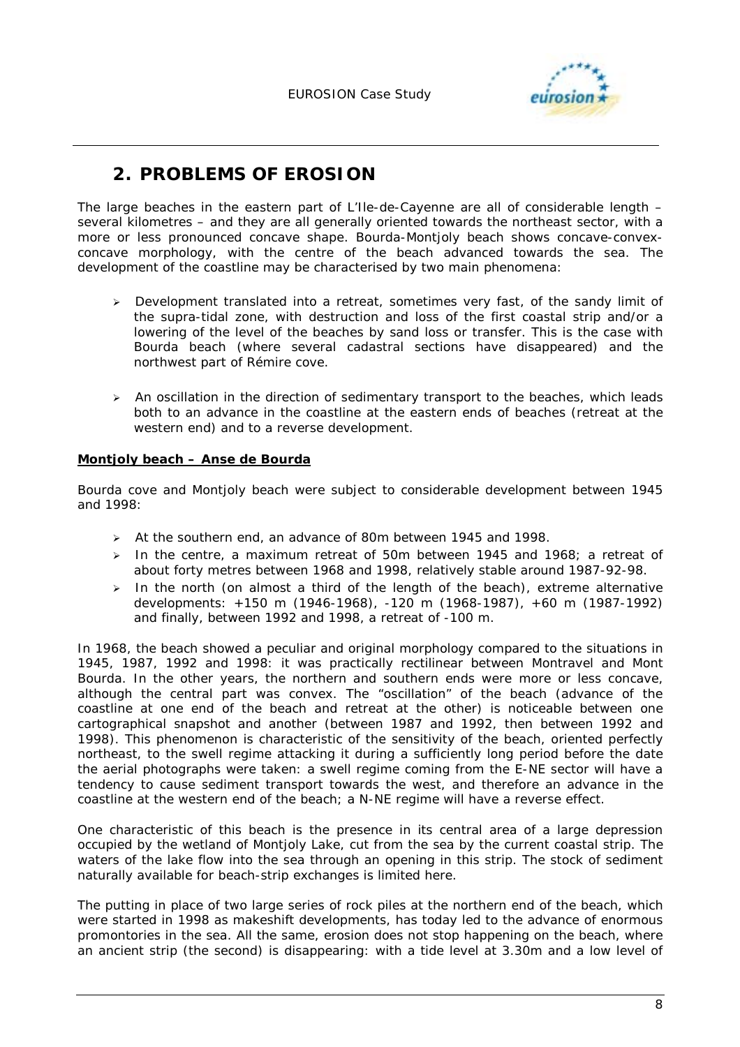## 2. PROBLEMS OF EROSION

The large beaches in the eastern part of L'Ile-de-Cayenne are all of considerable length – several kilometres – and they are all generally oriented towards the northeast sector, with a more or less pronounced concave shape. Bourda-Montjoly beach shows concave-convex-concave morphology, with the centre of the beach advanced towards the sea. The development of the coastline may be characterised by two main phenomena:

- Development translated into a retreat, sometimes very fast, of the sandy limit of the supra-tidal zone, with destruction and loss of the first coastal strip and/or a lowering of the level of the beaches by sand loss or transfer. This is the case with Bourda beach (where several cadastral sections have disappeared) and the northwest part of Rémire cove.
- An oscillation in the direction of sedimentary transport to the beaches, which leads both to an advance in the coastline at the eastern ends of beaches (retreat at the western end) and to a reverse development.

**Montjoly beach – Anse de Bourda**

Bourda cove and Montjoly beach were subject to considerable development between 1945 and 1998:

- At the southern end, an advance of 80m between 1945 and 1998.
- In the centre, a maximum retreat of 50m between 1945 and 1968; a retreat of about forty metres between 1968 and 1998, relatively stable around 1987-92-98.
- In the north (on almost a third of the length of the beach), extreme alternative developments: +150 m (1946-1968), -120 m (1968-1987), +60 m (1987-1992) and finally, between 1992 and 1998, a retreat of -100 m.

In 1968, the beach showed a peculiar and original morphology compared to the situations in 1945, 1987, 1992 and 1998: it was practically rectilinear between Montravel and Mont Bourda. In the other years, the northern and southern ends were more or less concave, although the central part was convex. The "oscillation" of the beach (advance of the coastline at one end of the beach and retreat at the other) is noticeable between one cartographical snapshot and another (between 1987 and 1992, then between 1992 and 1998). This phenomenon is characteristic of the sensitivity of the beach, oriented perfectly northeast, to the swell regime attacking it during a sufficiently long period before the date the aerial photographs were taken: a swell regime coming from the E-NE sector will have a tendency to cause sediment transport towards the west, and therefore an advance in the coastline at the western end of the beach; a N-NE regime will have a reverse effect.

One characteristic of this beach is the presence in its central area of a large depression occupied by the wetland of Montjoly Lake, cut from the sea by the current coastal strip. The waters of the lake flow into the sea through an opening in this strip. The stock of sediment naturally available for beach-strip exchanges is limited here.

The putting in place of two large series of rock piles at the northern end of the beach, which were started in 1998 as makeshift developments, has today led to the advance of enormous promontories in the sea. All the same, erosion does not stop happening on the beach, where an ancient strip (the second) is disappearing: with a tide level at 3.30m and a low level of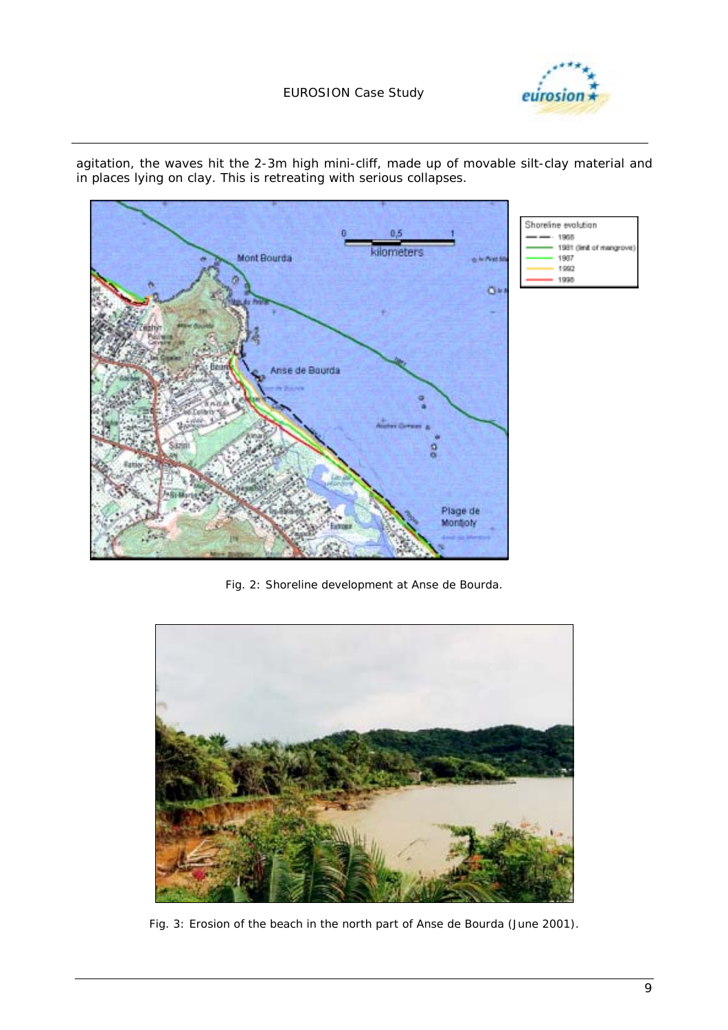agitation, the waves hit the 2-3m high mini-cliff, made up of movable silt-clay material and in places lying on clay. This is retreating with serious collapses.

Fig. 2: Shoreline development at Anse de Bourda.

Fig. 3: Erosion of the beach in the north part of Anse de Bourda (June 2001).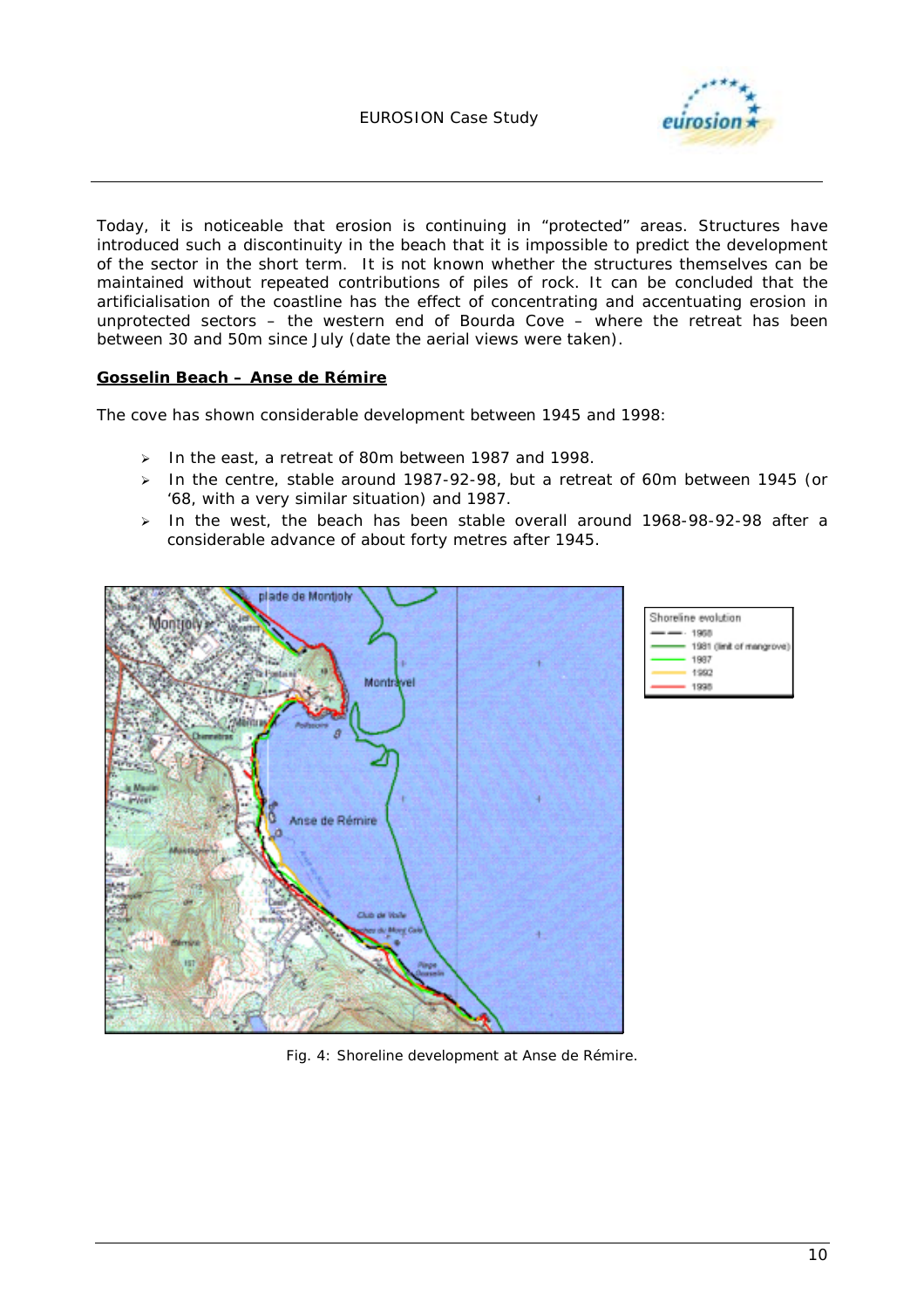Today, it is noticeable that erosion is continuing in "protected" areas. Structures have introduced such a discontinuity in the beach that it is impossible to predict the development of the sector in the short term. It is not known whether the structures themselves can be maintained without repeated contributions of piles of rock. It can be concluded that the artificialisation of the coastline has the effect of concentrating and accentuating erosion in unprotected sectors – the western end of Bourda Cove – where the retreat has been between 30 and 50m since July (date the aerial views were taken).

**Gosselin Beach – Anse de Rémire**

The cove has shown considerable development between 1945 and 1998:

- In the east, a retreat of 80m between 1987 and 1998.
- In the centre, stable around 1987-92-98, but a retreat of 60m between 1945 (or '68, with a very similar situation) and 1987.
- In the west, the beach has been stable overall around 1968-98-92-98 after a considerable advance of about forty metres after 1945.

Fig. 4: Shoreline development at Anse de Rémire.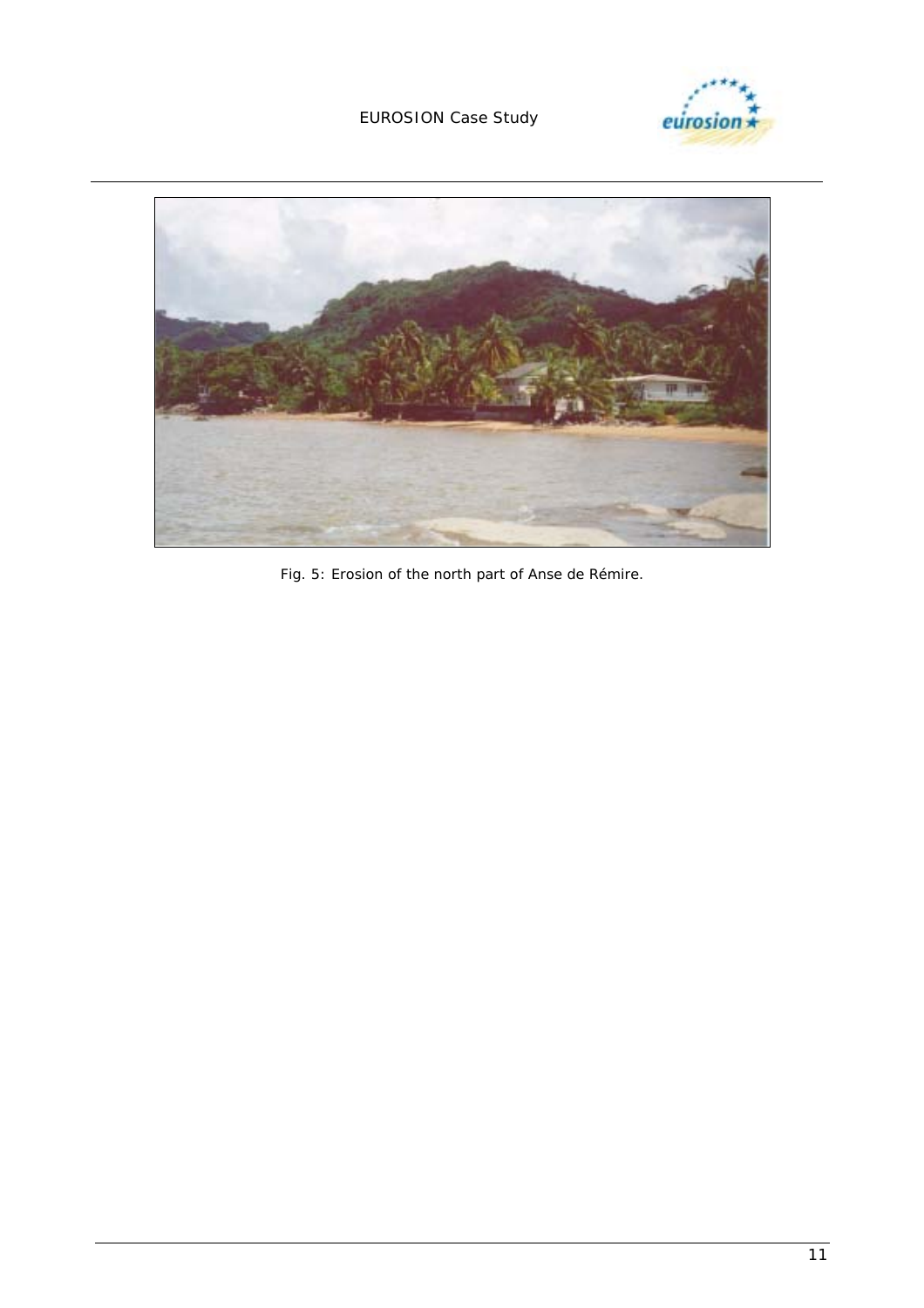Fig. 5: Erosion of the north part of Anse de Rémire.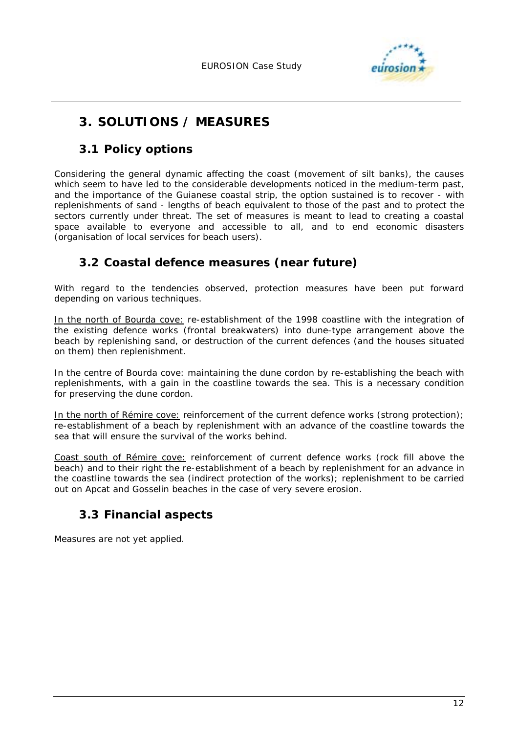# 3. SOLUTIONS / MEASURES

## 3.1 Policy options

Considering the general dynamic affecting the coast (movement of silt banks), the causes which seem to have led to the considerable developments noticed in the medium-term past, and the importance of the Guianese coastal strip, the option sustained is to recover - with replenishments of sand - lengths of beach equivalent to those of the past and to protect the sectors currently under threat. The set of measures is meant to lead to creating a coastal space available to everyone and accessible to all, and to end economic disasters (organisation of local services for beach users).

## 3.2 Coastal defence measures (near future)

With regard to the tendencies observed, protection measures have been put forward depending on various techniques.

In the north of Bourda cove: re-establishment of the 1998 coastline with the integration of the existing defence works (frontal breakwaters) into dune-type arrangement above the beach by replenishing sand, or destruction of the current defences (and the houses situated on them) then replenishment.

In the centre of Bourda cove: maintaining the dune cordon by re-establishing the beach with replenishments, with a gain in the coastline towards the sea. This is a necessary condition for preserving the dune cordon.

In the north of Rémire cove: reinforcement of the current defence works (strong protection); re-establishment of a beach by replenishment with an advance of the coastline towards the sea that will ensure the survival of the works behind.

Coast south of Rémire cove: reinforcement of current defence works (rock fill above the beach) and to their right the re-establishment of a beach by replenishment for an advance in the coastline towards the sea (indirect protection of the works); replenishment to be carried out on Apcat and Gosselin beaches in the case of very severe erosion.

## 3.3 Financial aspects

Measures are not yet applied.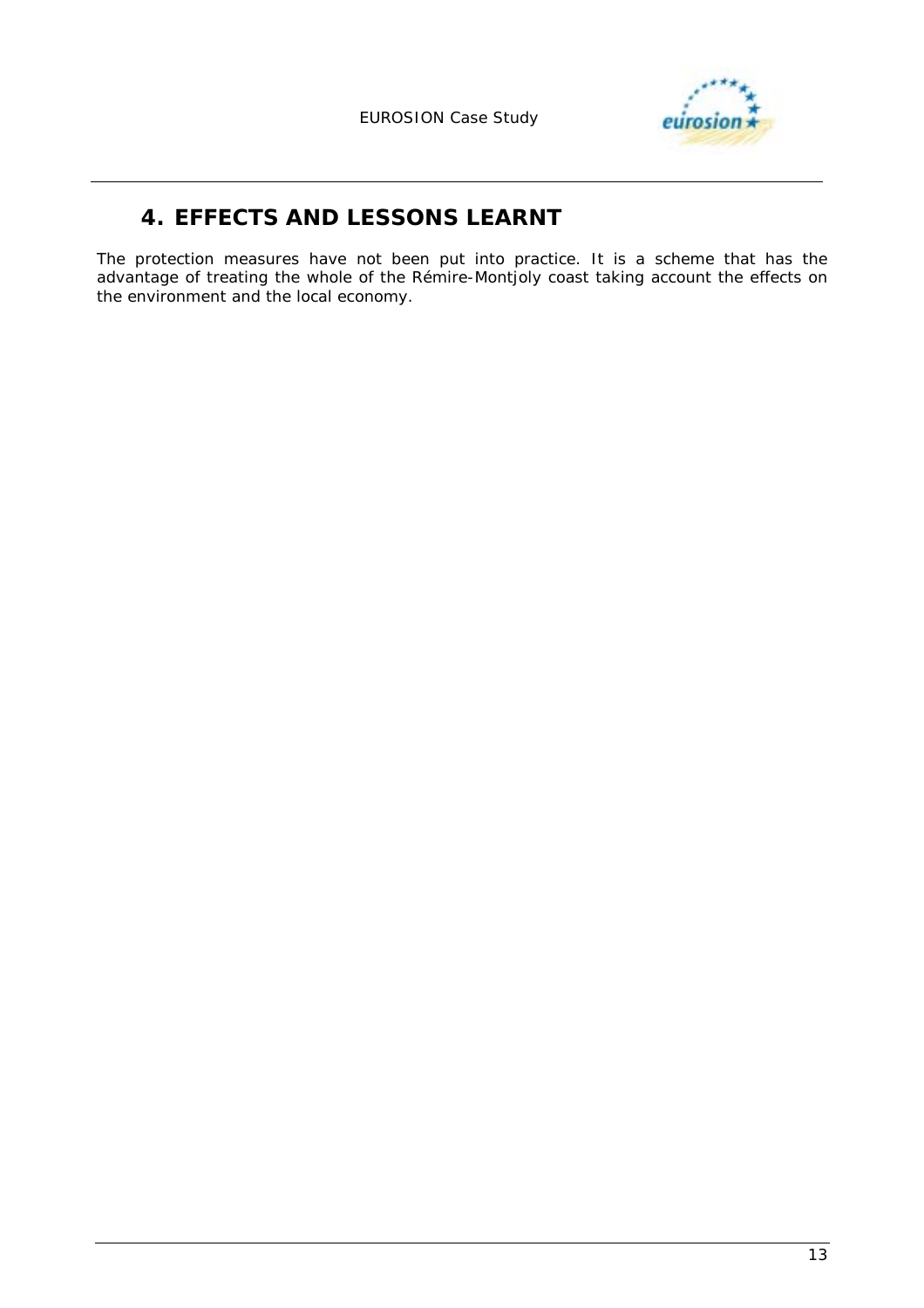# 4. EFFECTS AND LESSONS LEARNT

The protection measures have not been put into practice. It is a scheme that has the advantage of treating the whole of the Rémire-Montjoly coast taking account the effects on the environment and the local economy.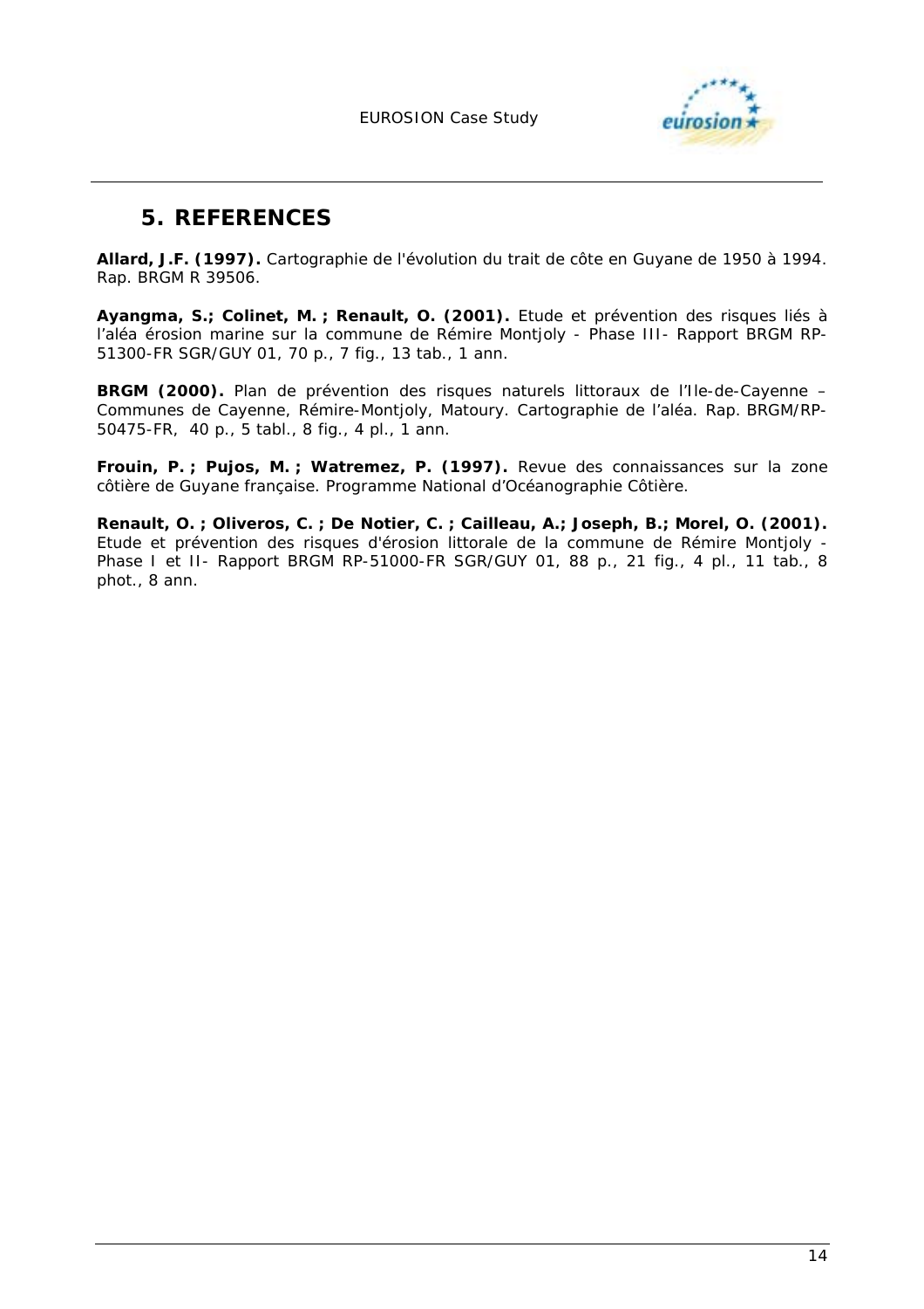## 5. REFERENCES

**Allard, J.F. (1997).** Cartographie de l'évolution du trait de côte en Guyane de 1950 à 1994. Rap. BRGM R 39506.

**Ayangma, S.; Colinet, M. ; Renault, O. (2001).** Etude et prévention des risques liés à l'aléa érosion marine sur la commune de Rémire Montjoly - Phase III- Rapport BRGM RP-51300-FR SGR/GUY 01, 70 p., 7 fig., 13 tab., 1 ann.

**BRGM (2000).** Plan de prévention des risques naturels littoraux de l'Ile-de-Cayenne – Communes de Cayenne, Rémire-Montjoly, Matoury. Cartographie de l'aléa. Rap. BRGM/RP-50475-FR, 40 p., 5 tabl., 8 fig., 4 pl., 1 ann.

**Frouin, P. ; Pujos, M. ; Watremez, P. (1997).** Revue des connaissances sur la zone côtière de Guyane française. Programme National d'Océanographie Côtière.

**Renault, O. ; Oliveros, C. ; De Notier, C. ; Cailleau, A.; Joseph, B.; Morel, O. (2001).** Etude et prévention des risques d'érosion littorale de la commune de Rémire Montjoly - Phase I et II- Rapport BRGM RP-51000-FR SGR/GUY 01, 88 p., 21 fig., 4 pl., 11 tab., 8 phot., 8 ann.